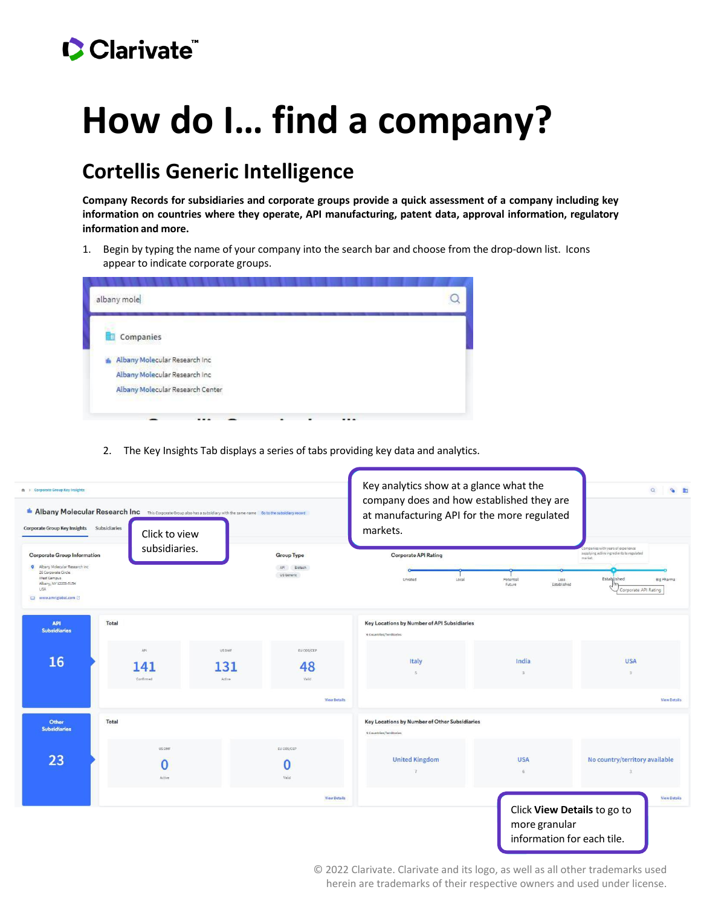# How do I… find a company?

## Cortellis Generic Intelligence

**Company Records for subsidiaries and corporate groups provide a quick assessment of a company including key information on countries where they operate, API manufacturing, patent data, approval information, regulatory information and more.**

1. Begin by typing the name of your company into the search bar and choose from the drop-down list. Icons appear to indicate corporate groups.

2. The Key Insights Tab displays a series of tabs providing key data and analytics.

Key analytics show at a glance what the company does and how established they are at manufacturing API for the more regulated markets.

Click to view subsidiaries.

Click **View Details** to go to more granular information for each tile.

© 2022 Clarivate. Clarivate and its logo, as well as all other trademarks used herein are trademarks of their respective owners and used under license.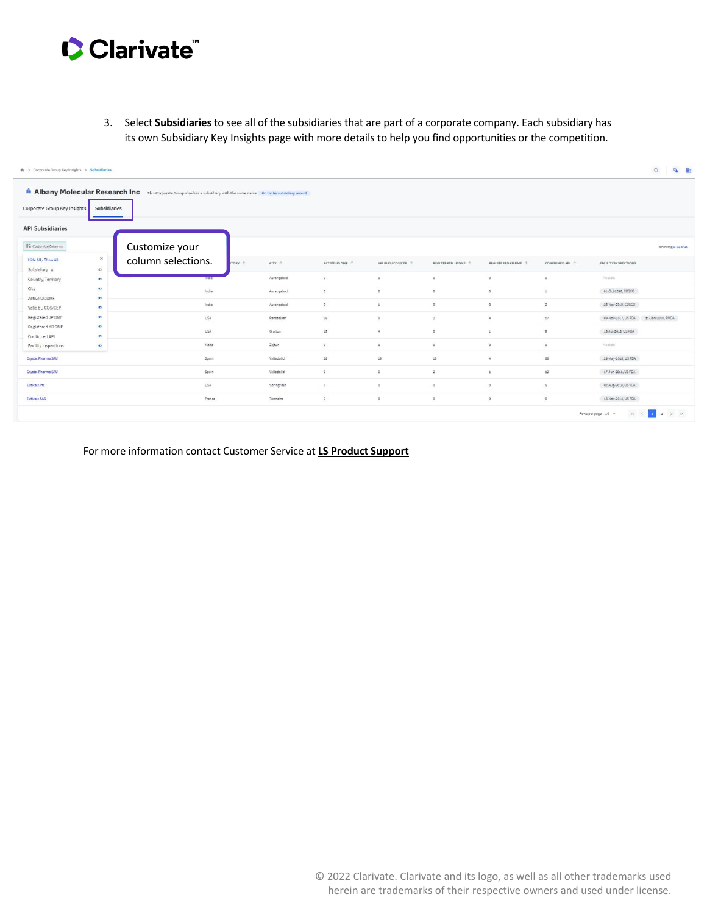3. Select **Subsidiaries** to see all of the subsidiaries that are part of a corporate company. Each subsidiary has its own Subsidiary Key Insights page with more details to help you find opportunities or the competition.

Customize your column selections.

For more information contact Customer Service at **LS Product Support**